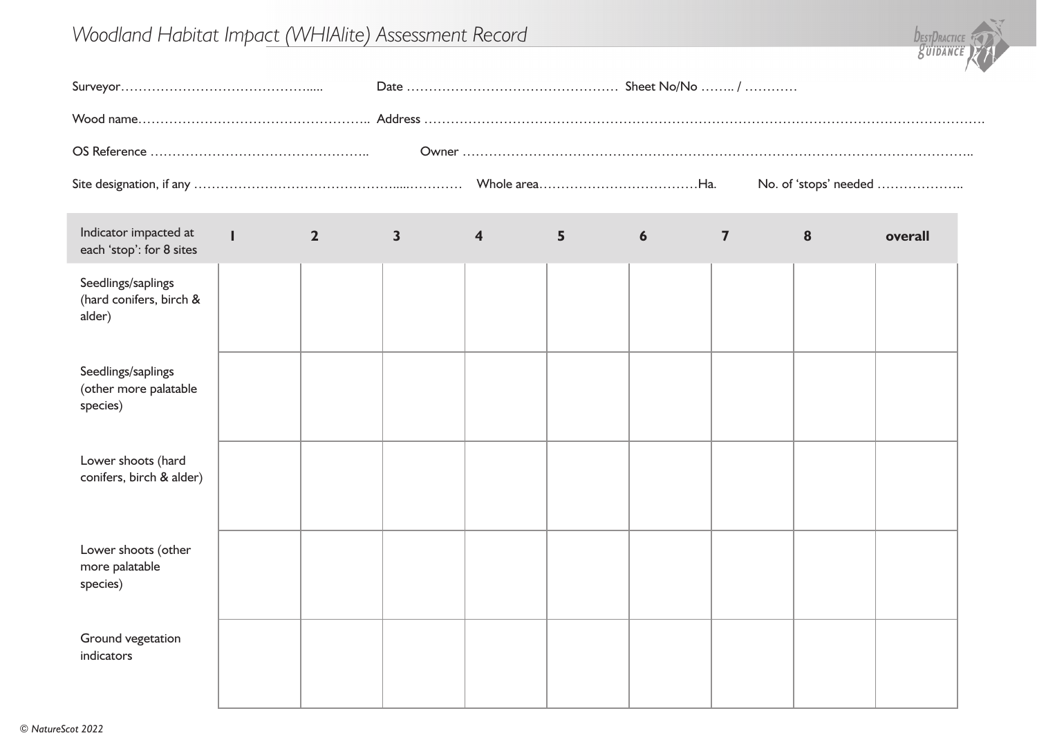# *Woodland Habitat Impact (WHIAlite) Assessment Record*

Surveyor……………………………………..... Date ………………………………………… Sheet No/No …….. / …………

Wood name…………………………………………….. Address …………………………………………………………………………………………………………….

OS Reference ………………………………………….. Owner ……………………………………………………………………………………………………..

Site designation, if any ………………………………………......………… Whole area………………………………Ha. No. of 'stops' needed ………………..

| Indicator impacted at each 'stop': for 8 sites | 1 | 2 | 3 | 4 | 5 | 6 | 7 | 8 | overall |
|---|---|---|---|---|---|---|---|---|---|
| Seedlings/saplings (hard conifers, birch & alder) | | | | | | | | | |
| Seedlings/saplings (other more palatable species) | | | | | | | | | |
| Lower shoots (hard conifers, birch & alder) | | | | | | | | | |
| Lower shoots (other more palatable species) | | | | | | | | | |
| Ground vegetation indicators | | | | | | | | | |

*© NatureScot 2022*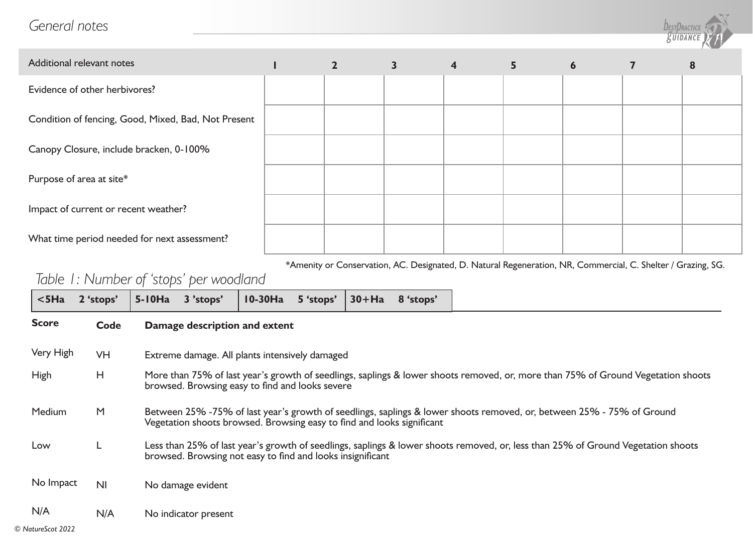## General notes

| Additional relevant notes | 1 | 2 | 3 | 4 | 5 | 6 | 7 | 8 |
|---|---|---|---|---|---|---|---|---|
| Evidence of other herbivores? | | | | | | | | |
| Condition of fencing, Good, Mixed, Bad, Not Present | | | | | | | | |
| Canopy Closure, include bracken, 0-100% | | | | | | | | |
| Purpose of area at site* | | | | | | | | |
| Impact of current or recent weather? | | | | | | | | |
| What time period needed for next assessment? | | | | | | | | |

*Amenity or Conservation, AC. Designated, D. Natural Regeneration, NR, Commercial, C. Shelter / Grazing, SG.

*Table 1: Number of 'stops' per woodland*

| <5Ha | 2 'stops' | 5-10Ha | 3 'stops' | 10-30Ha | 5 'stops' | 30+Ha | 8 'stops' |
|---|---|---|---|---|---|---|---|

| Score | Code | Damage description and extent |
|---|---|---|
| Very High | VH | Extreme damage. All plants intensively damaged |
| High | H | More than 75% of last year's growth of seedlings, saplings & lower shoots removed, or, more than 75% of Ground Vegetation shoots browsed. Browsing easy to find and looks severe |
| Medium | M | Between 25% -75% of last year's growth of seedlings, saplings & lower shoots removed, or, between 25% - 75% of Ground Vegetation shoots browsed. Browsing easy to find and looks significant |
| Low | L | Less than 25% of last year's growth of seedlings, saplings & lower shoots removed, or, less than 25% of Ground Vegetation shoots browsed. Browsing not easy to find and looks insignificant |
| No Impact | NI | No damage evident |
| N/A | N/A | No indicator present |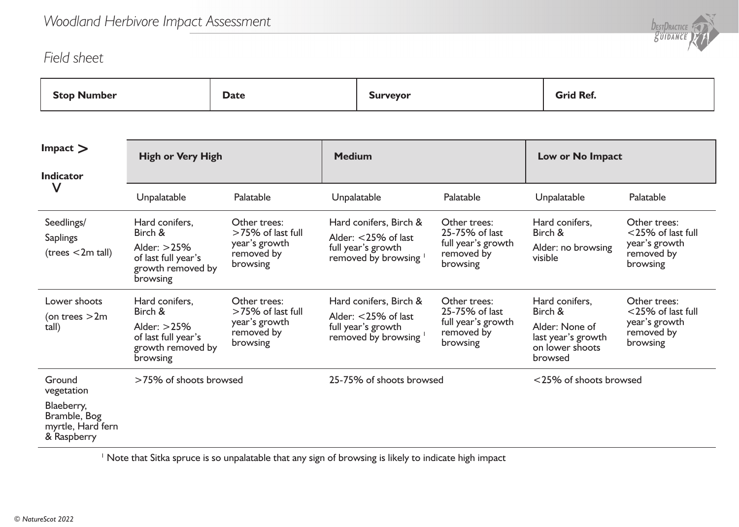*Woodland Herbivore Impact Assessment*

*Field sheet*

| Stop Number | Date | Surveyor | Grid Ref. |
|---|---|---|---|
| | | | |

| Impact > / Indicator V | High or Very High | | Medium | | Low or No Impact | |
|---|---|---|---|---|---|---|
| | Unpalatable | Palatable | Unpalatable | Palatable | Unpalatable | Palatable |
| Seedlings/ Saplings (trees <2m tall) | Hard conifers, Birch & Alder: >25% of last full year's growth removed by browsing | Other trees: >75% of last full year's growth removed by browsing | Hard conifers, Birch & Alder: <25% of last full year's growth removed by browsing [1] | Other trees: 25-75% of last full year's growth removed by browsing | Hard conifers, Birch & Alder: no browsing visible | Other trees: <25% of last full year's growth removed by browsing |
| Lower shoots (on trees >2m tall) | Hard conifers, Birch & Alder: >25% of last full year's growth removed by browsing | Other trees: >75% of last full year's growth removed by browsing | Hard conifers, Birch & Alder: <25% of last full year's growth removed by browsing [1] | Other trees: 25-75% of last full year's growth removed by browsing | Hard conifers, Birch & Alder: None of last year's growth on lower shoots browsed | Other trees: <25% of last full year's growth removed by browsing |
| Ground vegetation<br>Blaeberry, Bramble, Bog myrtle, Hard fern & Raspberry | >75% of shoots browsed | | 25-75% of shoots browsed | | <25% of shoots browsed | |

[1] Note that Sitka spruce is so unpalatable that any sign of browsing is likely to indicate high impact

© NatureScot 2022